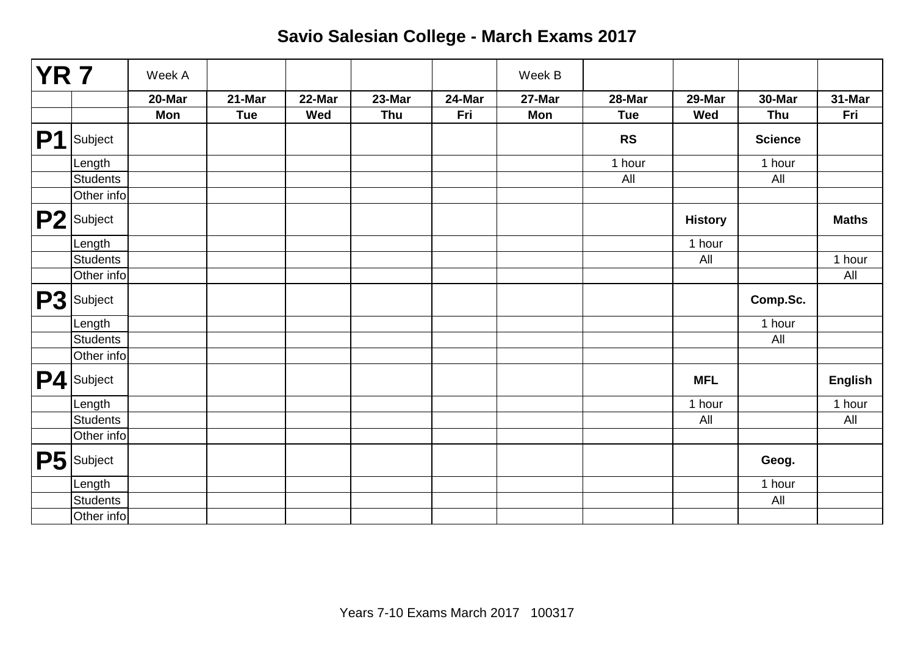# Savio Salesian College - March Exams 2017

| YR 7 | | Week A | | | | | Week B | | | | |
|---|---|---|---|---|---|---|---|---|---|---|---|
| | | **20-Mar** | **21-Mar** | **22-Mar** | **23-Mar** | **24-Mar** | **27-Mar** | **28-Mar** | **29-Mar** | **30-Mar** | **31-Mar** |
| | | **Mon** | **Tue** | **Wed** | **Thu** | **Fri** | **Mon** | **Tue** | **Wed** | **Thu** | **Fri** |
| **P1** | Subject | | | | | | | **RS** | | **Science** | |
| | Length | | | | | | | 1 hour | | 1 hour | |
| | Students | | | | | | | All | | All | |
| | Other info | | | | | | | | | | |
| **P2** | Subject | | | | | | | | **History** | | **Maths** |
| | Length | | | | | | | | 1 hour | | |
| | Students | | | | | | | | All | | 1 hour |
| | Other info | | | | | | | | | | All |
| **P3** | Subject | | | | | | | | | **Comp.Sc.** | |
| | Length | | | | | | | | | 1 hour | |
| | Students | | | | | | | | | All | |
| | Other info | | | | | | | | | | |
| **P4** | Subject | | | | | | | | **MFL** | | **English** |
| | Length | | | | | | | | 1 hour | | 1 hour |
| | Students | | | | | | | | All | | All |
| | Other info | | | | | | | | | | |
| **P5** | Subject | | | | | | | | | **Geog.** | |
| | Length | | | | | | | | | 1 hour | |
| | Students | | | | | | | | | All | |
| | Other info | | | | | | | | | | |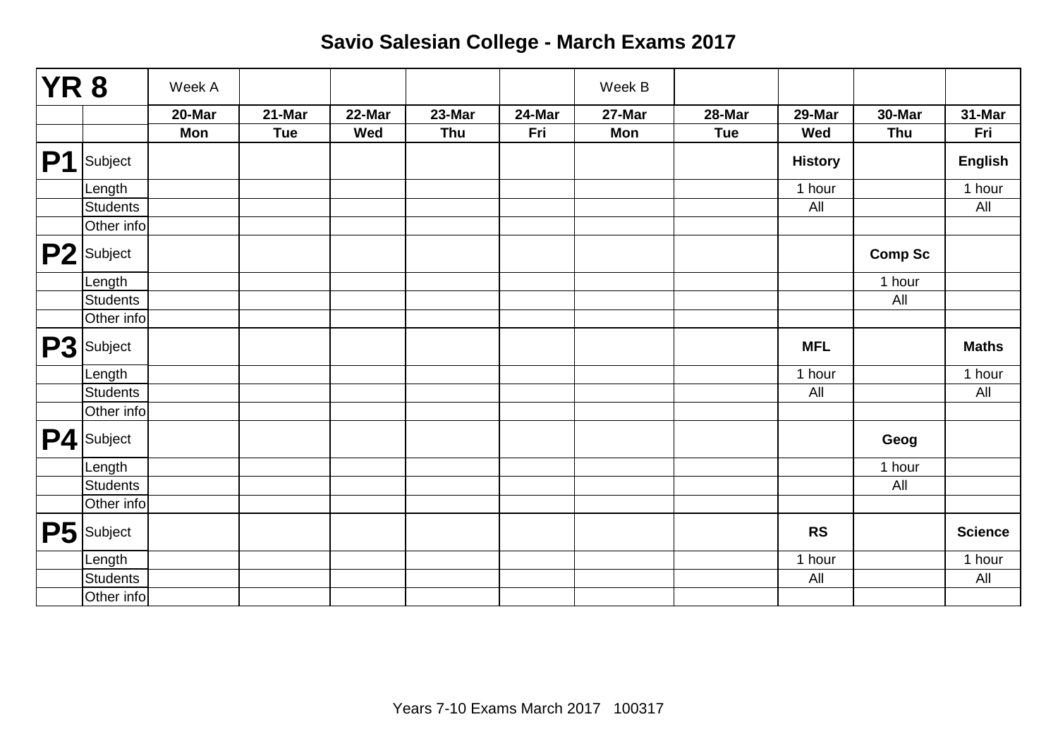# Savio Salesian College - March Exams 2017

| YR 8 | | Week A | | | | | Week B | | | | |
|---|---|---|---|---|---|---|---|---|---|---|---|
| | | 20-Mar | 21-Mar | 22-Mar | 23-Mar | 24-Mar | 27-Mar | 28-Mar | 29-Mar | 30-Mar | 31-Mar |
| | | Mon | Tue | Wed | Thu | Fri | Mon | Tue | Wed | Thu | Fri |
| P1 | Subject | | | | | | | | **History** | | **English** |
| | Length | | | | | | | | 1 hour | | 1 hour |
| | Students | | | | | | | | All | | All |
| | Other info | | | | | | | | | | |
| P2 | Subject | | | | | | | | | **Comp Sc** | |
| | Length | | | | | | | | | 1 hour | |
| | Students | | | | | | | | | All | |
| | Other info | | | | | | | | | | |
| P3 | Subject | | | | | | | | **MFL** | | **Maths** |
| | Length | | | | | | | | 1 hour | | 1 hour |
| | Students | | | | | | | | All | | All |
| | Other info | | | | | | | | | | |
| P4 | Subject | | | | | | | | | **Geog** | |
| | Length | | | | | | | | | 1 hour | |
| | Students | | | | | | | | | All | |
| | Other info | | | | | | | | | | |
| P5 | Subject | | | | | | | | **RS** | | **Science** |
| | Length | | | | | | | | 1 hour | | 1 hour |
| | Students | | | | | | | | All | | All |
| | Other info | | | | | | | | | | |

Years 7-10 Exams March 2017 100317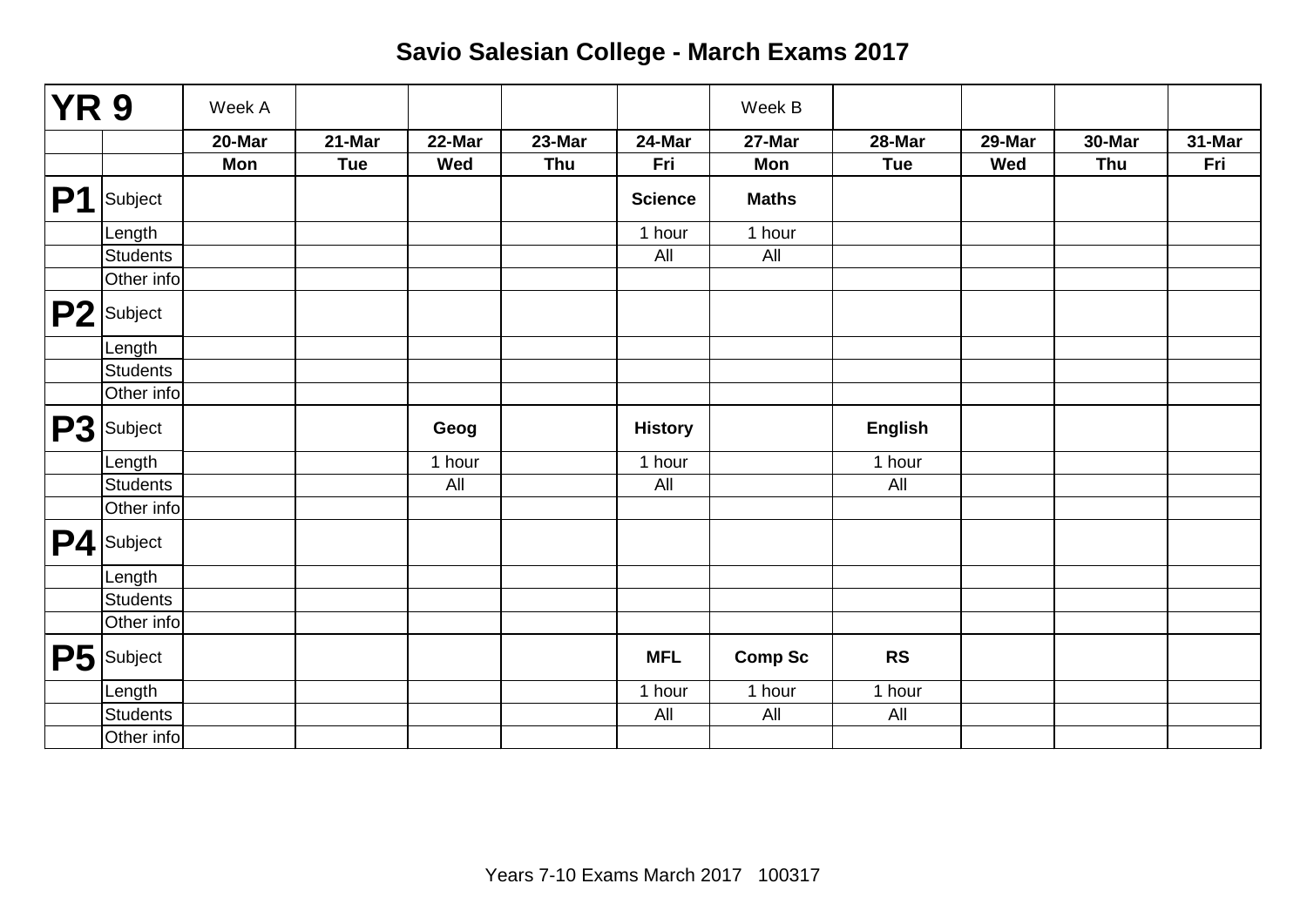# Savio Salesian College - March Exams 2017

| YR 9 | | Week A | | | | | Week B | | | | |
|---|---|---|---|---|---|---|---|---|---|---|---|
| | | 20-Mar | 21-Mar | 22-Mar | 23-Mar | 24-Mar | 27-Mar | 28-Mar | 29-Mar | 30-Mar | 31-Mar |
| | | Mon | Tue | Wed | Thu | Fri | Mon | Tue | Wed | Thu | Fri |
| **P1** | Subject | | | | | **Science** | **Maths** | | | | |
| | Length | | | | | 1 hour | 1 hour | | | | |
| | Students | | | | | All | All | | | | |
| | Other info | | | | | | | | | | |
| **P2** | Subject | | | | | | | | | | |
| | Length | | | | | | | | | | |
| | Students | | | | | | | | | | |
| | Other info | | | | | | | | | | |
| **P3** | Subject | | | **Geog** | | **History** | | **English** | | | |
| | Length | | | 1 hour | | 1 hour | | 1 hour | | | |
| | Students | | | All | | All | | All | | | |
| | Other info | | | | | | | | | | |
| **P4** | Subject | | | | | | | | | | |
| | Length | | | | | | | | | | |
| | Students | | | | | | | | | | |
| | Other info | | | | | | | | | | |
| **P5** | Subject | | | | | **MFL** | **Comp Sc** | **RS** | | | |
| | Length | | | | | 1 hour | 1 hour | 1 hour | | | |
| | Students | | | | | All | All | All | | | |
| | Other info | | | | | | | | | | |

Years 7-10 Exams March 2017 100317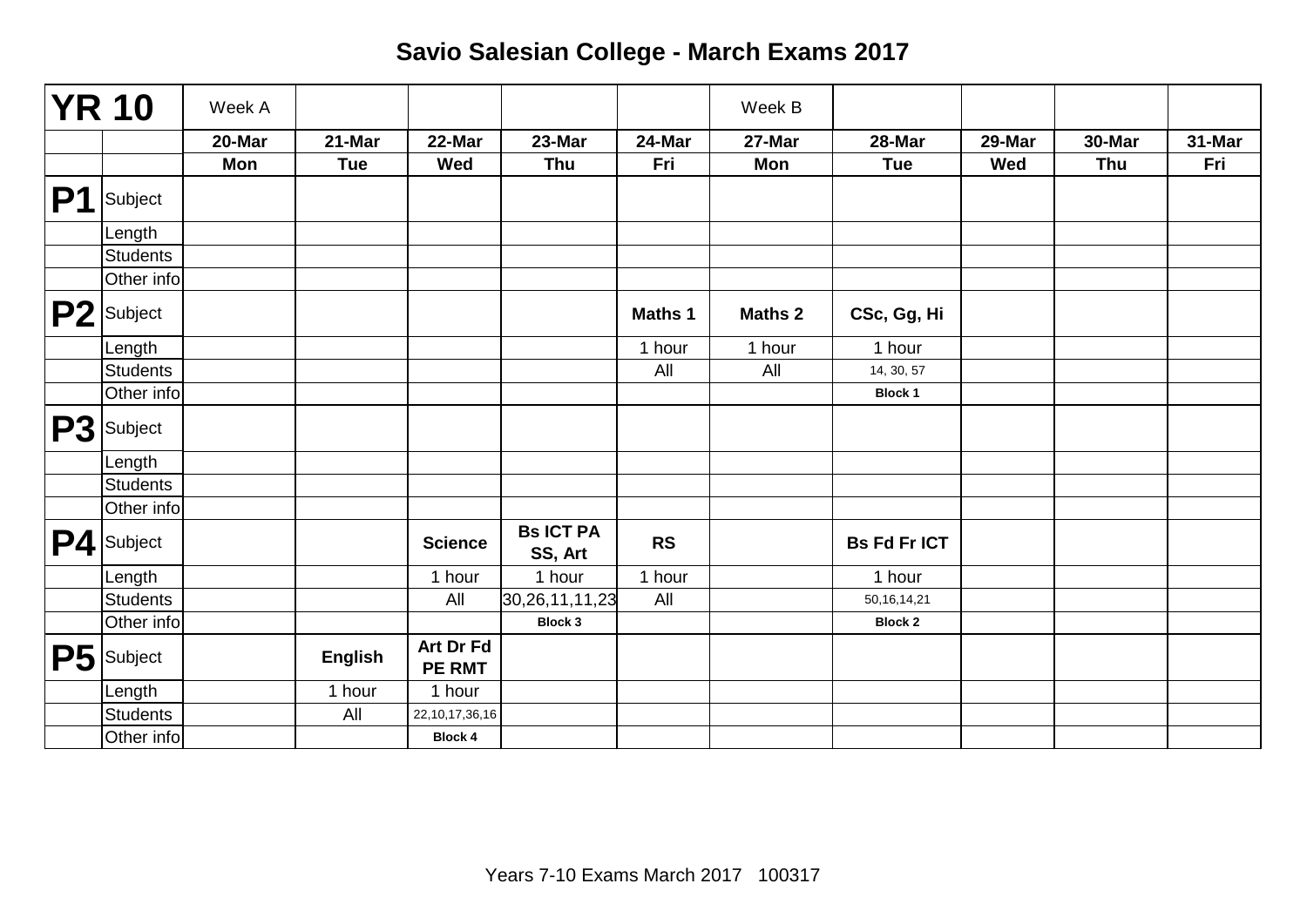# Savio Salesian College - March Exams 2017

| YR 10 | | Week A | | | | | Week B | | | | |
|---|---|---|---|---|---|---|---|---|---|---|---|
| | | 20-Mar | 21-Mar | 22-Mar | 23-Mar | 24-Mar | 27-Mar | 28-Mar | 29-Mar | 30-Mar | 31-Mar |
| | | Mon | Tue | Wed | Thu | Fri | Mon | Tue | Wed | Thu | Fri |
| **P1** | Subject | | | | | | | | | | |
| | Length | | | | | | | | | | |
| | Students | | | | | | | | | | |
| | Other info | | | | | | | | | | |
| **P2** | Subject | | | | | **Maths 1** | **Maths 2** | **CSc, Gg, Hi** | | | |
| | Length | | | | | 1 hour | 1 hour | 1 hour | | | |
| | Students | | | | | All | All | 14, 30, 57 | | | |
| | Other info | | | | | | | **Block 1** | | | |
| **P3** | Subject | | | | | | | | | | |
| | Length | | | | | | | | | | |
| | Students | | | | | | | | | | |
| | Other info | | | | | | | | | | |
| **P4** | Subject | | | **Science** | **Bs ICT PA SS, Art** | **RS** | | **Bs Fd Fr ICT** | | | |
| | Length | | | 1 hour | 1 hour | 1 hour | | 1 hour | | | |
| | Students | | | All | 30,26,11,11,23 | All | | 50,16,14,21 | | | |
| | Other info | | | | **Block 3** | | | **Block 2** | | | |
| **P5** | Subject | | **English** | **Art Dr Fd PE RMT** | | | | | | | |
| | Length | | 1 hour | 1 hour | | | | | | | |
| | Students | | All | 22,10,17,36,16 | | | | | | | |
| | Other info | | | **Block 4** | | | | | | | |

Years 7-10 Exams March 2017 100317